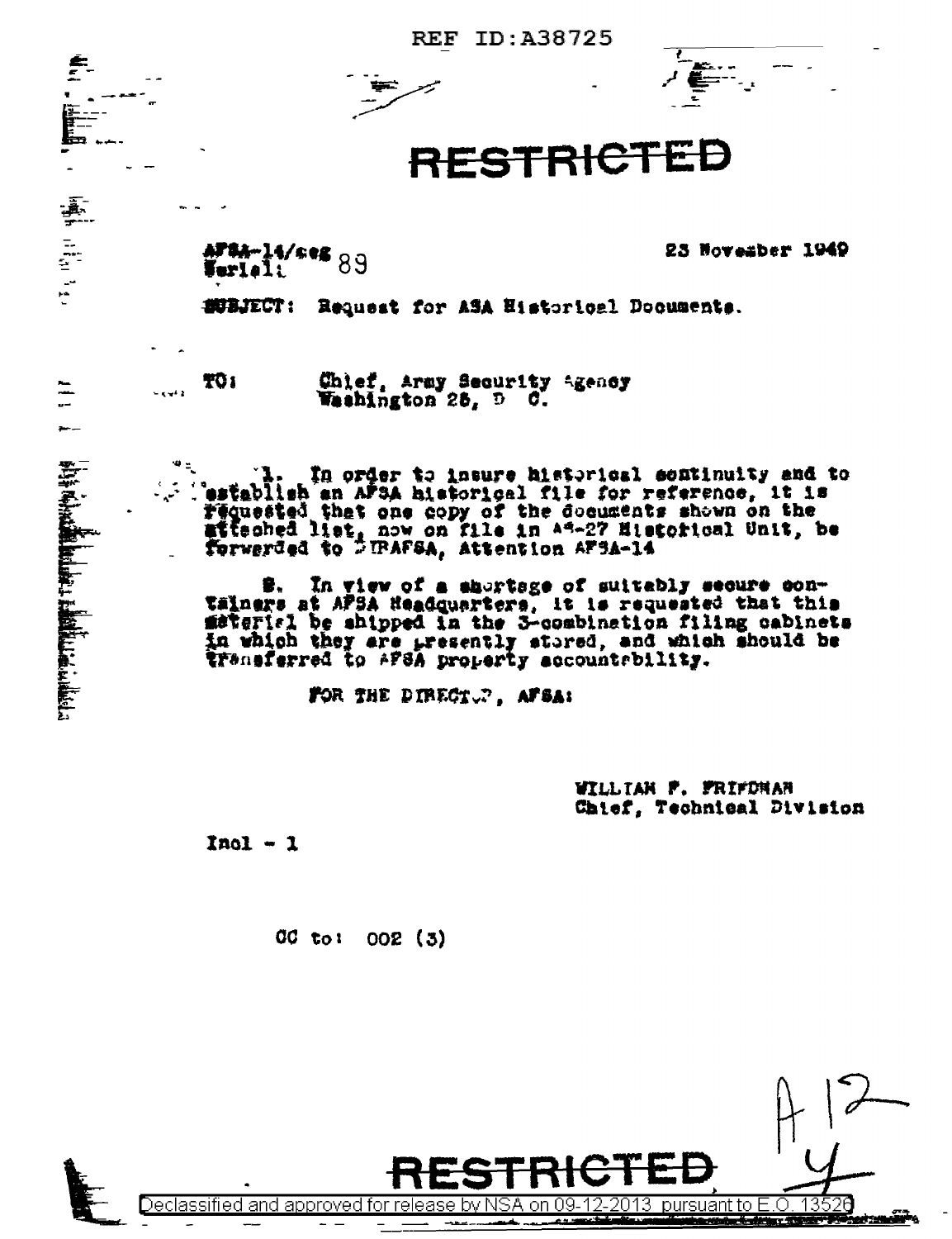REF ID:A38725

# RESTRICTED

AFSA-14/ceg
Serial: 89

23 November 1949

SUBJECT: Request for ASA Historical Documents.

TO: Chief, Army Security Agency
Washington 25, D. C.

1. In order to insure historical continuity and to establish an AFSA historical file for reference, it is requested that one copy of the documents shown on the attached list, now on file in AS-27 Historical Unit, be forwarded to DIRAFSA, Attention AFSA-14

2. In view of a shortage of suitably secure containers at AFSA Headquarters, it is requested that this material be shipped in the 3-combination filing cabinets in which they are presently stored, and which should be transferred to AFSA property accountability.

FOR THE DIRECTOR, AFSA:

WILLIAM F. FRIEDMAN
Chief, Technical Division

Incl - 1

CC to: 002 (3)

A 12
4

RESTRICTED

Declassified and approved for release by NSA on 09-12-2013 pursuant to E.O. 13526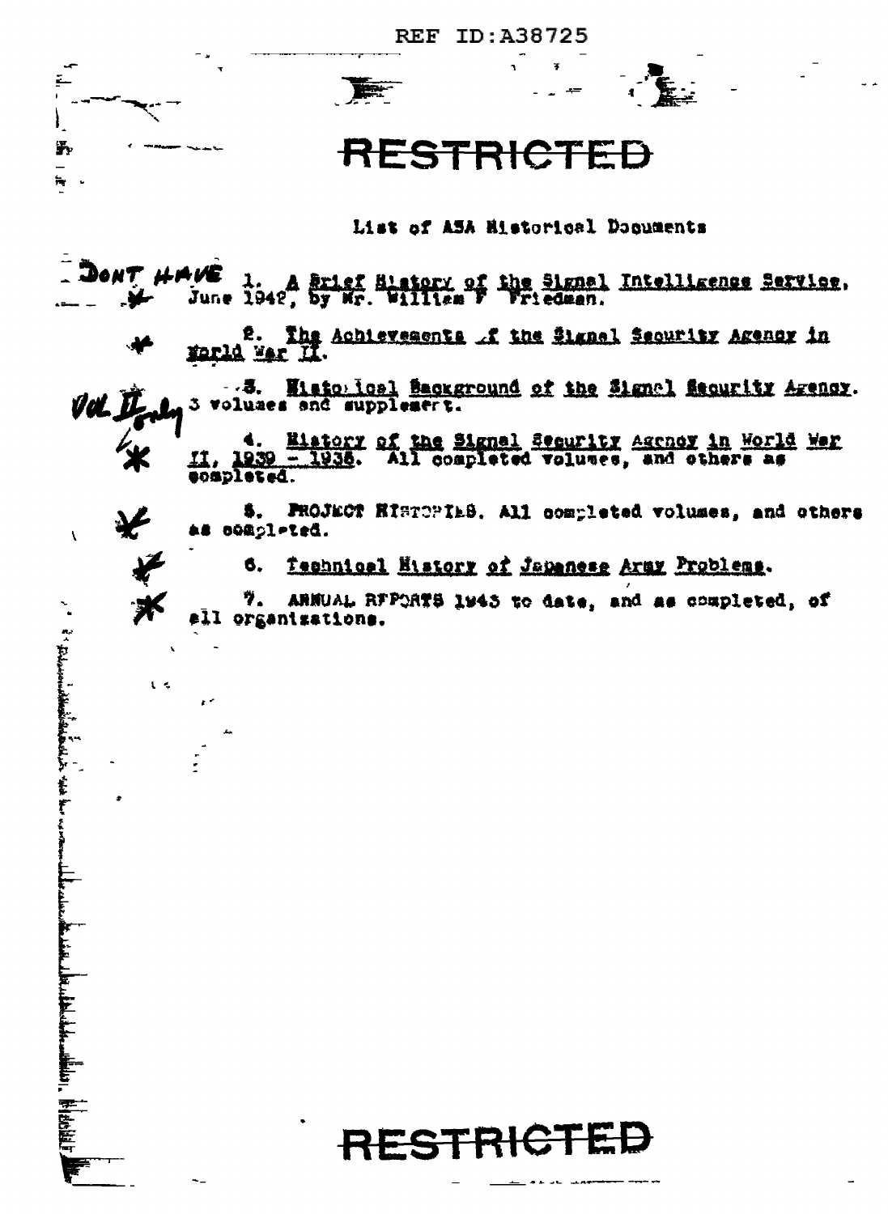REF ID:A38725

RESTRICTED

List of ASA Historical Documents

DONT HAVE * 1. A Brief History of the Signal Intelligence Service, June 1942, by Mr. William F Friedman.

* 2. The Achievements of the Signal Security Agency in World War II.

Vol II only 3. Historical Background of the Signal Security Agency. 3 volumes and supplement.

* 4. History of the Signal Security Agency in World War II, 1939 - 1935. All completed volumes, and others as completed.

* 5. PROJECT HISTORIES. All completed volumes, and others as completed.

* 6. Technical History of Japanese Army Problems.

* 7. ANNUAL REPORTS 1945 to date, and as completed, of all organizations.

RESTRICTED